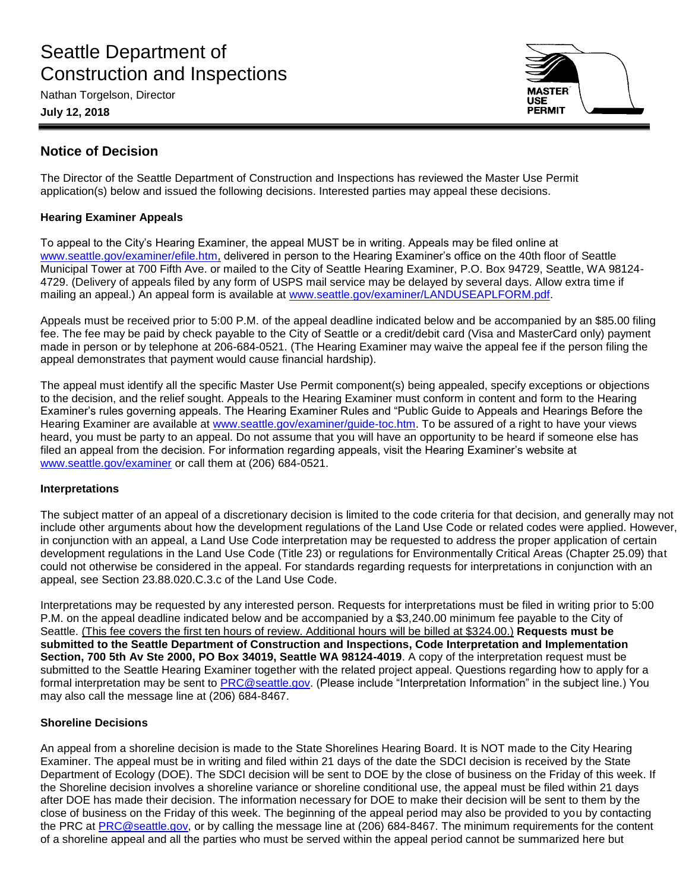# Seattle Department of Construction and Inspections

Nathan Torgelson, Director

**July 12, 2018**

MASTER USE PERMIT

## Notice of Decision

The Director of the Seattle Department of Construction and Inspections has reviewed the Master Use Permit application(s) below and issued the following decisions. Interested parties may appeal these decisions.

### Hearing Examiner Appeals

To appeal to the City's Hearing Examiner, the appeal MUST be in writing. Appeals may be filed online at www.seattle.gov/examiner/efile.htm, delivered in person to the Hearing Examiner's office on the 40th floor of Seattle Municipal Tower at 700 Fifth Ave. or mailed to the City of Seattle Hearing Examiner, P.O. Box 94729, Seattle, WA 98124-4729. (Delivery of appeals filed by any form of USPS mail service may be delayed by several days. Allow extra time if mailing an appeal.) An appeal form is available at www.seattle.gov/examiner/LANDUSEAPLFORM.pdf.

Appeals must be received prior to 5:00 P.M. of the appeal deadline indicated below and be accompanied by an $85.00 filing fee. The fee may be paid by check payable to the City of Seattle or a credit/debit card (Visa and MasterCard only) payment made in person or by telephone at 206-684-0521. (The Hearing Examiner may waive the appeal fee if the person filing the appeal demonstrates that payment would cause financial hardship).

The appeal must identify all the specific Master Use Permit component(s) being appealed, specify exceptions or objections to the decision, and the relief sought. Appeals to the Hearing Examiner must conform in content and form to the Hearing Examiner's rules governing appeals. The Hearing Examiner Rules and "Public Guide to Appeals and Hearings Before the Hearing Examiner are available at www.seattle.gov/examiner/guide-toc.htm. To be assured of a right to have your views heard, you must be party to an appeal. Do not assume that you will have an opportunity to be heard if someone else has filed an appeal from the decision. For information regarding appeals, visit the Hearing Examiner's website at www.seattle.gov/examiner or call them at (206) 684-0521.

### Interpretations

The subject matter of an appeal of a discretionary decision is limited to the code criteria for that decision, and generally may not include other arguments about how the development regulations of the Land Use Code or related codes were applied. However, in conjunction with an appeal, a Land Use Code interpretation may be requested to address the proper application of certain development regulations in the Land Use Code (Title 23) or regulations for Environmentally Critical Areas (Chapter 25.09) that could not otherwise be considered in the appeal. For standards regarding requests for interpretations in conjunction with an appeal, see Section 23.88.020.C.3.c of the Land Use Code.

Interpretations may be requested by any interested person. Requests for interpretations must be filed in writing prior to 5:00 P.M. on the appeal deadline indicated below and be accompanied by a $3,240.00 minimum fee payable to the City of Seattle. (This fee covers the first ten hours of review. Additional hours will be billed at $324.00.) **Requests must be submitted to the Seattle Department of Construction and Inspections, Code Interpretation and Implementation Section, 700 5th Av Ste 2000, PO Box 34019, Seattle WA 98124-4019**. A copy of the interpretation request must be submitted to the Seattle Hearing Examiner together with the related project appeal. Questions regarding how to apply for a formal interpretation may be sent to PRC@seattle.gov. (Please include "Interpretation Information" in the subject line.) You may also call the message line at (206) 684-8467.

### Shoreline Decisions

An appeal from a shoreline decision is made to the State Shorelines Hearing Board. It is NOT made to the City Hearing Examiner. The appeal must be in writing and filed within 21 days of the date the SDCI decision is received by the State Department of Ecology (DOE). The SDCI decision will be sent to DOE by the close of business on the Friday of this week. If the Shoreline decision involves a shoreline variance or shoreline conditional use, the appeal must be filed within 21 days after DOE has made their decision. The information necessary for DOE to make their decision will be sent to them by the close of business on the Friday of this week. The beginning of the appeal period may also be provided to you by contacting the PRC at PRC@seattle.gov, or by calling the message line at (206) 684-8467. The minimum requirements for the content of a shoreline appeal and all the parties who must be served within the appeal period cannot be summarized here but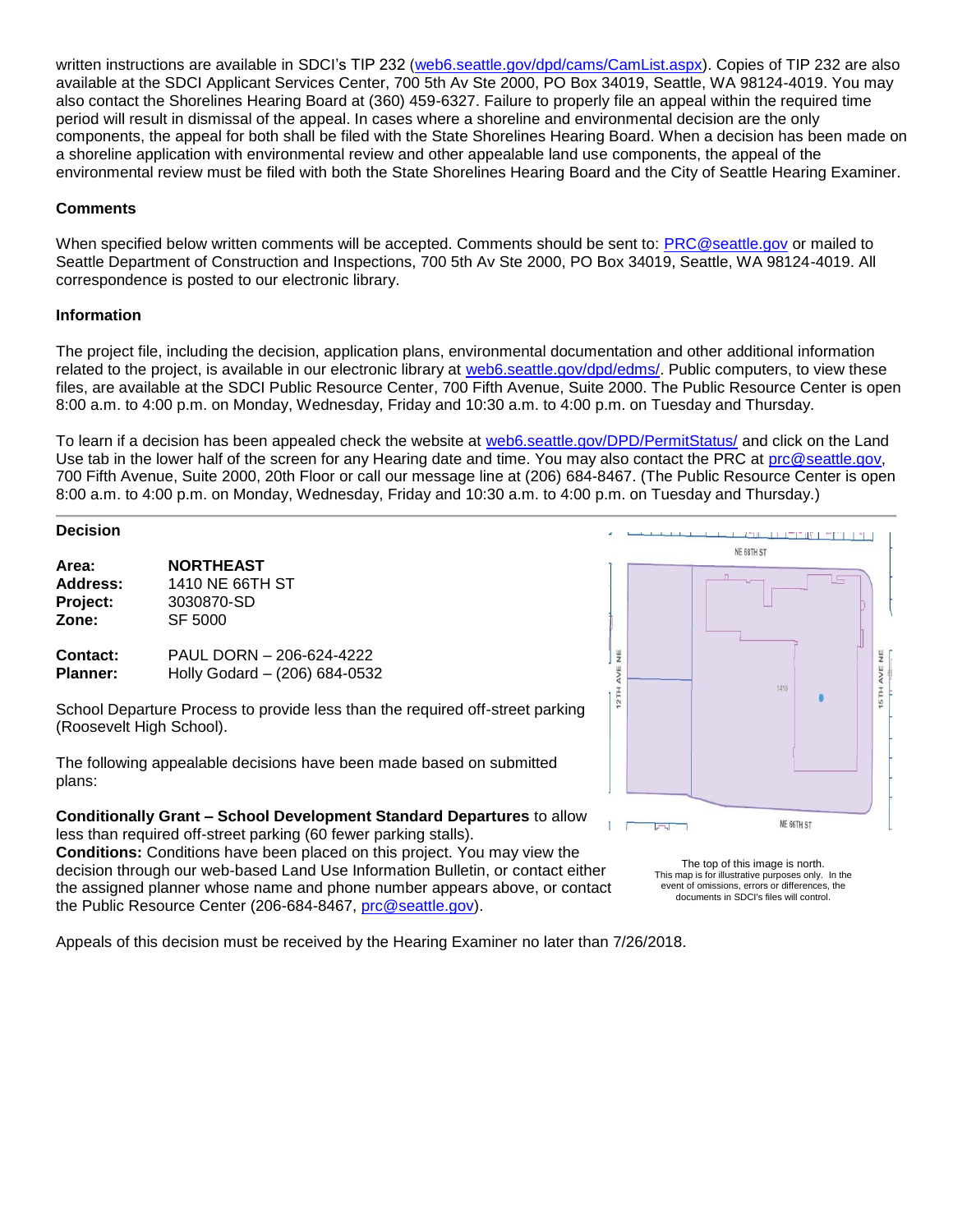written instructions are available in SDCI's TIP 232 (web6.seattle.gov/dpd/cams/CamList.aspx). Copies of TIP 232 are also available at the SDCI Applicant Services Center, 700 5th Av Ste 2000, PO Box 34019, Seattle, WA 98124-4019. You may also contact the Shorelines Hearing Board at (360) 459-6327. Failure to properly file an appeal within the required time period will result in dismissal of the appeal. In cases where a shoreline and environmental decision are the only components, the appeal for both shall be filed with the State Shorelines Hearing Board. When a decision has been made on a shoreline application with environmental review and other appealable land use components, the appeal of the environmental review must be filed with both the State Shorelines Hearing Board and the City of Seattle Hearing Examiner.

**Comments**

When specified below written comments will be accepted. Comments should be sent to: PRC@seattle.gov or mailed to Seattle Department of Construction and Inspections, 700 5th Av Ste 2000, PO Box 34019, Seattle, WA 98124-4019. All correspondence is posted to our electronic library.

**Information**

The project file, including the decision, application plans, environmental documentation and other additional information related to the project, is available in our electronic library at web6.seattle.gov/dpd/edms/. Public computers, to view these files, are available at the SDCI Public Resource Center, 700 Fifth Avenue, Suite 2000. The Public Resource Center is open 8:00 a.m. to 4:00 p.m. on Monday, Wednesday, Friday and 10:30 a.m. to 4:00 p.m. on Tuesday and Thursday.

To learn if a decision has been appealed check the website at web6.seattle.gov/DPD/PermitStatus/ and click on the Land Use tab in the lower half of the screen for any Hearing date and time. You may also contact the PRC at prc@seattle.gov, 700 Fifth Avenue, Suite 2000, 20th Floor or call our message line at (206) 684-8467. (The Public Resource Center is open 8:00 a.m. to 4:00 p.m. on Monday, Wednesday, Friday and 10:30 a.m. to 4:00 p.m. on Tuesday and Thursday.)

---

**Decision**

**Area:** NORTHEAST
**Address:** 1410 NE 66TH ST
**Project:** 3030870-SD
**Zone:** SF 5000

**Contact:** PAUL DORN – 206-624-4222
**Planner:** Holly Godard – (206) 684-0532

School Departure Process to provide less than the required off-street parking (Roosevelt High School).

The following appealable decisions have been made based on submitted plans:

**Conditionally Grant – School Development Standard Departures** to allow less than required off-street parking (60 fewer parking stalls).
**Conditions:** Conditions have been placed on this project. You may view the decision through our web-based Land Use Information Bulletin, or contact either the assigned planner whose name and phone number appears above, or contact the Public Resource Center (206-684-8467, prc@seattle.gov).

NE 68TH ST
12TH AVE NE
15TH AVE NE
1410
NE 66TH ST

The top of this image is north.
This map is for illustrative purposes only. In the event of omissions, errors or differences, the documents in SDCI's files will control.

Appeals of this decision must be received by the Hearing Examiner no later than 7/26/2018.